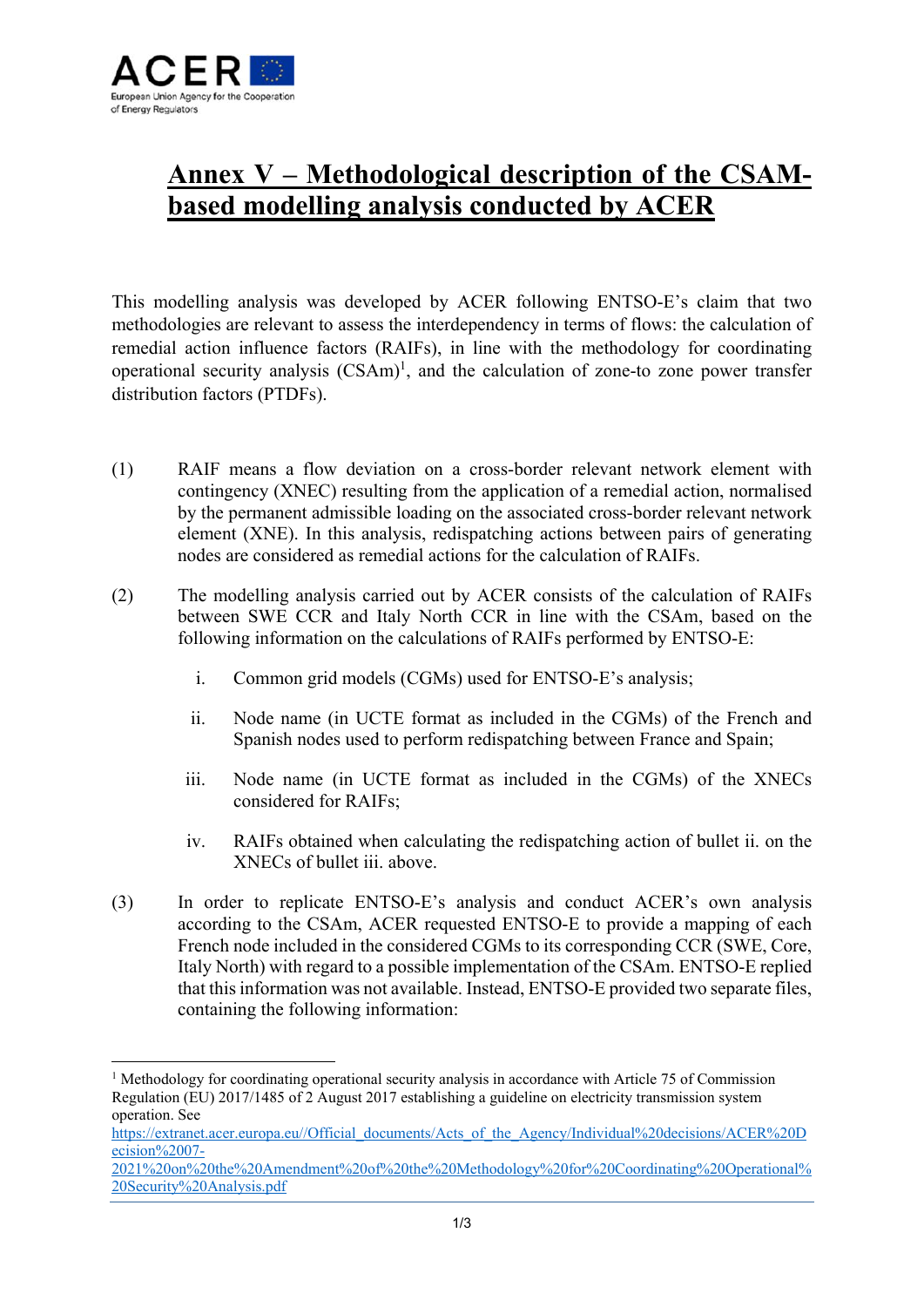# Annex V – Methodological description of the CSAM-based modelling analysis conducted by ACER

This modelling analysis was developed by ACER following ENTSO-E's claim that two methodologies are relevant to assess the interdependency in terms of flows: the calculation of remedial action influence factors (RAIFs), in line with the methodology for coordinating operational security analysis (CSAm)[1], and the calculation of zone-to zone power transfer distribution factors (PTDFs).

(1) RAIF means a flow deviation on a cross-border relevant network element with contingency (XNEC) resulting from the application of a remedial action, normalised by the permanent admissible loading on the associated cross-border relevant network element (XNE). In this analysis, redispatching actions between pairs of generating nodes are considered as remedial actions for the calculation of RAIFs.

(2) The modelling analysis carried out by ACER consists of the calculation of RAIFs between SWE CCR and Italy North CCR in line with the CSAm, based on the following information on the calculations of RAIFs performed by ENTSO-E:

   i. Common grid models (CGMs) used for ENTSO-E's analysis;

   ii. Node name (in UCTE format as included in the CGMs) of the French and Spanish nodes used to perform redispatching between France and Spain;

   iii. Node name (in UCTE format as included in the CGMs) of the XNECs considered for RAIFs;

   iv. RAIFs obtained when calculating the redispatching action of bullet ii. on the XNECs of bullet iii. above.

(3) In order to replicate ENTSO-E's analysis and conduct ACER's own analysis according to the CSAm, ACER requested ENTSO-E to provide a mapping of each French node included in the considered CGMs to its corresponding CCR (SWE, Core, Italy North) with regard to a possible implementation of the CSAm. ENTSO-E replied that this information was not available. Instead, ENTSO-E provided two separate files, containing the following information:

---

[1] Methodology for coordinating operational security analysis in accordance with Article 75 of Commission Regulation (EU) 2017/1485 of 2 August 2017 establishing a guideline on electricity transmission system operation. See https://extranet.acer.europa.eu//Official_documents/Acts_of_the_Agency/Individual%20decisions/ACER%20Decision%2007-2021%20on%20the%20Amendment%20of%20the%20Methodology%20for%20Coordinating%20Operational%20Security%20Analysis.pdf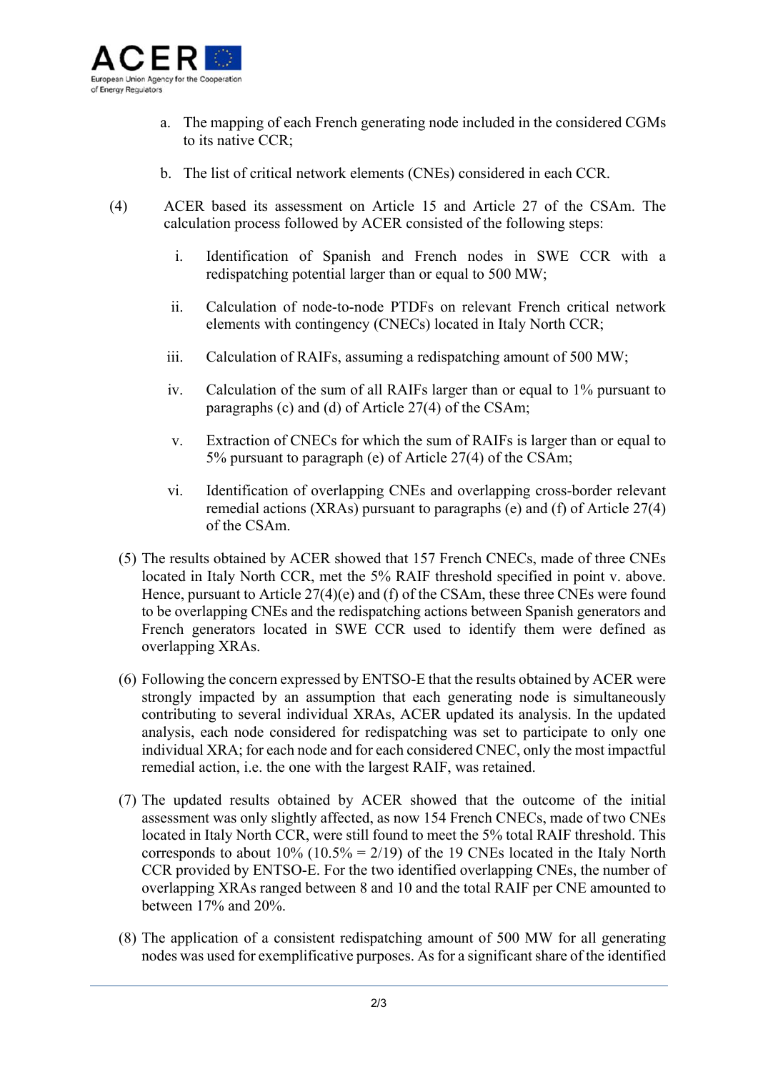a. The mapping of each French generating node included in the considered CGMs to its native CCR;

b. The list of critical network elements (CNEs) considered in each CCR.

(4) ACER based its assessment on Article 15 and Article 27 of the CSAm. The calculation process followed by ACER consisted of the following steps:

i. Identification of Spanish and French nodes in SWE CCR with a redispatching potential larger than or equal to 500 MW;

ii. Calculation of node-to-node PTDFs on relevant French critical network elements with contingency (CNECs) located in Italy North CCR;

iii. Calculation of RAIFs, assuming a redispatching amount of 500 MW;

iv. Calculation of the sum of all RAIFs larger than or equal to 1% pursuant to paragraphs (c) and (d) of Article 27(4) of the CSAm;

v. Extraction of CNECs for which the sum of RAIFs is larger than or equal to 5% pursuant to paragraph (e) of Article 27(4) of the CSAm;

vi. Identification of overlapping CNEs and overlapping cross-border relevant remedial actions (XRAs) pursuant to paragraphs (e) and (f) of Article 27(4) of the CSAm.

(5) The results obtained by ACER showed that 157 French CNECs, made of three CNEs located in Italy North CCR, met the 5% RAIF threshold specified in point v. above. Hence, pursuant to Article 27(4)(e) and (f) of the CSAm, these three CNEs were found to be overlapping CNEs and the redispatching actions between Spanish generators and French generators located in SWE CCR used to identify them were defined as overlapping XRAs.

(6) Following the concern expressed by ENTSO-E that the results obtained by ACER were strongly impacted by an assumption that each generating node is simultaneously contributing to several individual XRAs, ACER updated its analysis. In the updated analysis, each node considered for redispatching was set to participate to only one individual XRA; for each node and for each considered CNEC, only the most impactful remedial action, i.e. the one with the largest RAIF, was retained.

(7) The updated results obtained by ACER showed that the outcome of the initial assessment was only slightly affected, as now 154 French CNECs, made of two CNEs located in Italy North CCR, were still found to meet the 5% total RAIF threshold. This corresponds to about 10% (10.5% = 2/19) of the 19 CNEs located in the Italy North CCR provided by ENTSO-E. For the two identified overlapping CNEs, the number of overlapping XRAs ranged between 8 and 10 and the total RAIF per CNE amounted to between 17% and 20%.

(8) The application of a consistent redispatching amount of 500 MW for all generating nodes was used for exemplificative purposes. As for a significant share of the identified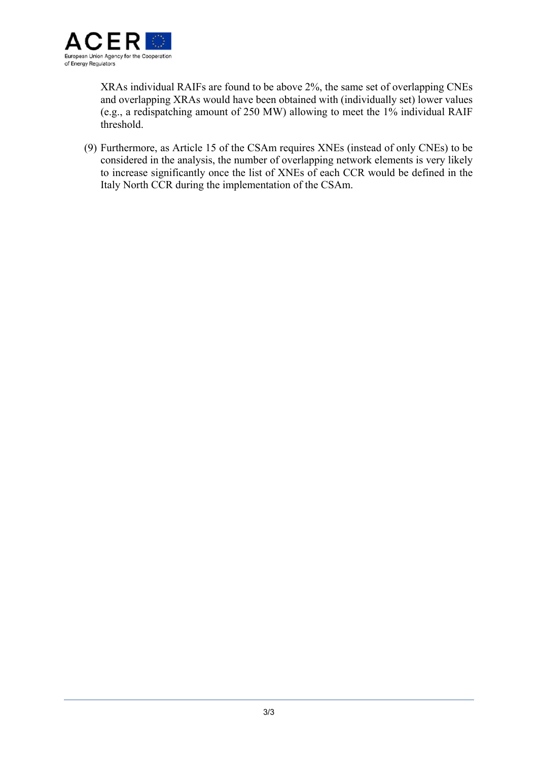XRAs individual RAIFs are found to be above 2%, the same set of overlapping CNEs and overlapping XRAs would have been obtained with (individually set) lower values (e.g., a redispatching amount of 250 MW) allowing to meet the 1% individual RAIF threshold.

(9) Furthermore, as Article 15 of the CSAm requires XNEs (instead of only CNEs) to be considered in the analysis, the number of overlapping network elements is very likely to increase significantly once the list of XNEs of each CCR would be defined in the Italy North CCR during the implementation of the CSAm.